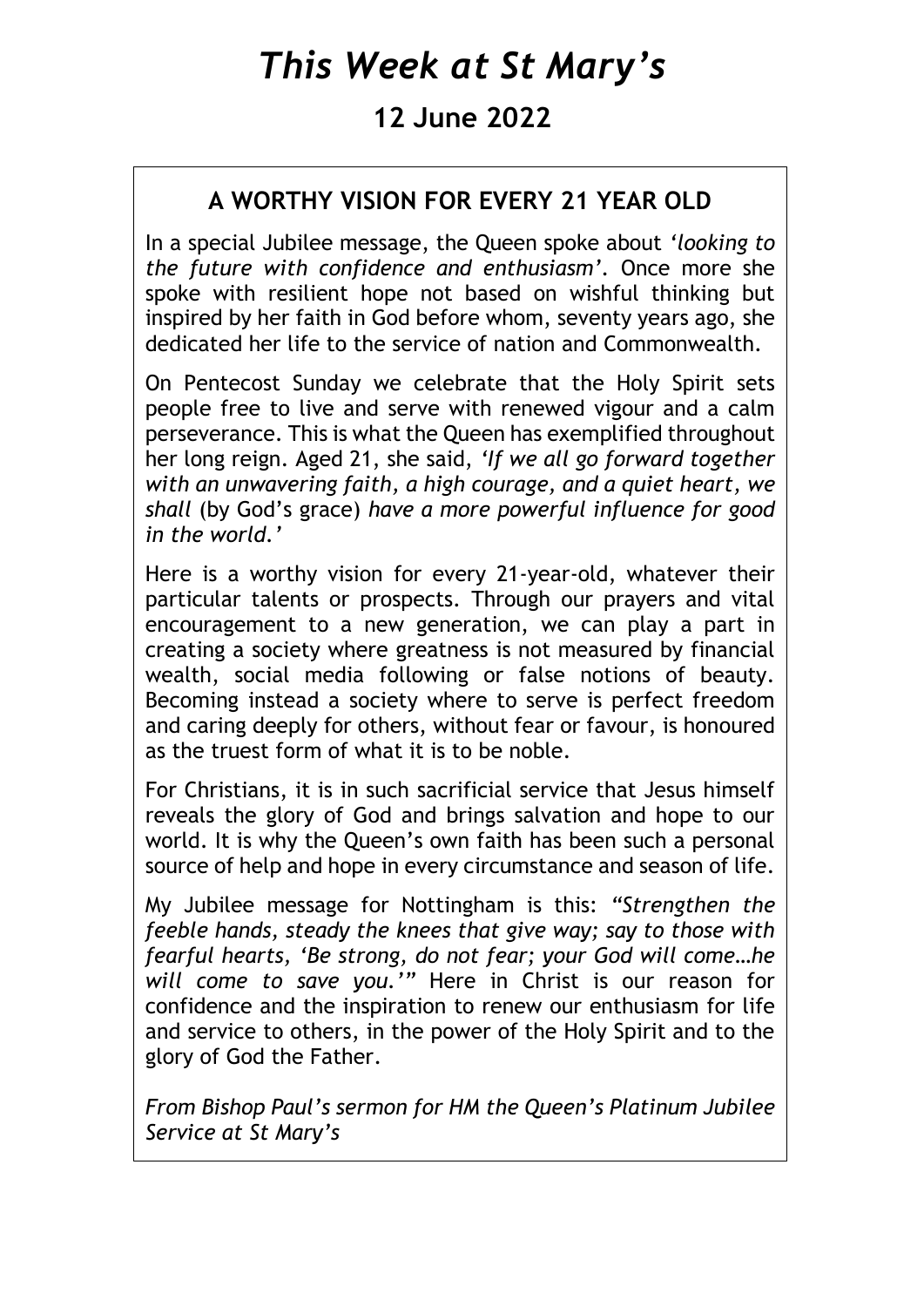# *This Week at St Mary's*

## 12 June 2022

### A WORTHY VISION FOR EVERY 21 YEAR OLD

In a special Jubilee message, the Queen spoke about *'looking to the future with confidence and enthusiasm'*. Once more she spoke with resilient hope not based on wishful thinking but inspired by her faith in God before whom, seventy years ago, she dedicated her life to the service of nation and Commonwealth.

On Pentecost Sunday we celebrate that the Holy Spirit sets people free to live and serve with renewed vigour and a calm perseverance. This is what the Queen has exemplified throughout her long reign. Aged 21, she said, *'If we all go forward together with an unwavering faith, a high courage, and a quiet heart, we shall* (by God's grace) *have a more powerful influence for good in the world.'*

Here is a worthy vision for every 21-year-old, whatever their particular talents or prospects. Through our prayers and vital encouragement to a new generation, we can play a part in creating a society where greatness is not measured by financial wealth, social media following or false notions of beauty. Becoming instead a society where to serve is perfect freedom and caring deeply for others, without fear or favour, is honoured as the truest form of what it is to be noble.

For Christians, it is in such sacrificial service that Jesus himself reveals the glory of God and brings salvation and hope to our world. It is why the Queen's own faith has been such a personal source of help and hope in every circumstance and season of life.

My Jubilee message for Nottingham is this: *"Strengthen the feeble hands, steady the knees that give way; say to those with fearful hearts, 'Be strong, do not fear; your God will come…he will come to save you.'"* Here in Christ is our reason for confidence and the inspiration to renew our enthusiasm for life and service to others, in the power of the Holy Spirit and to the glory of God the Father.

*From Bishop Paul's sermon for HM the Queen's Platinum Jubilee Service at St Mary's*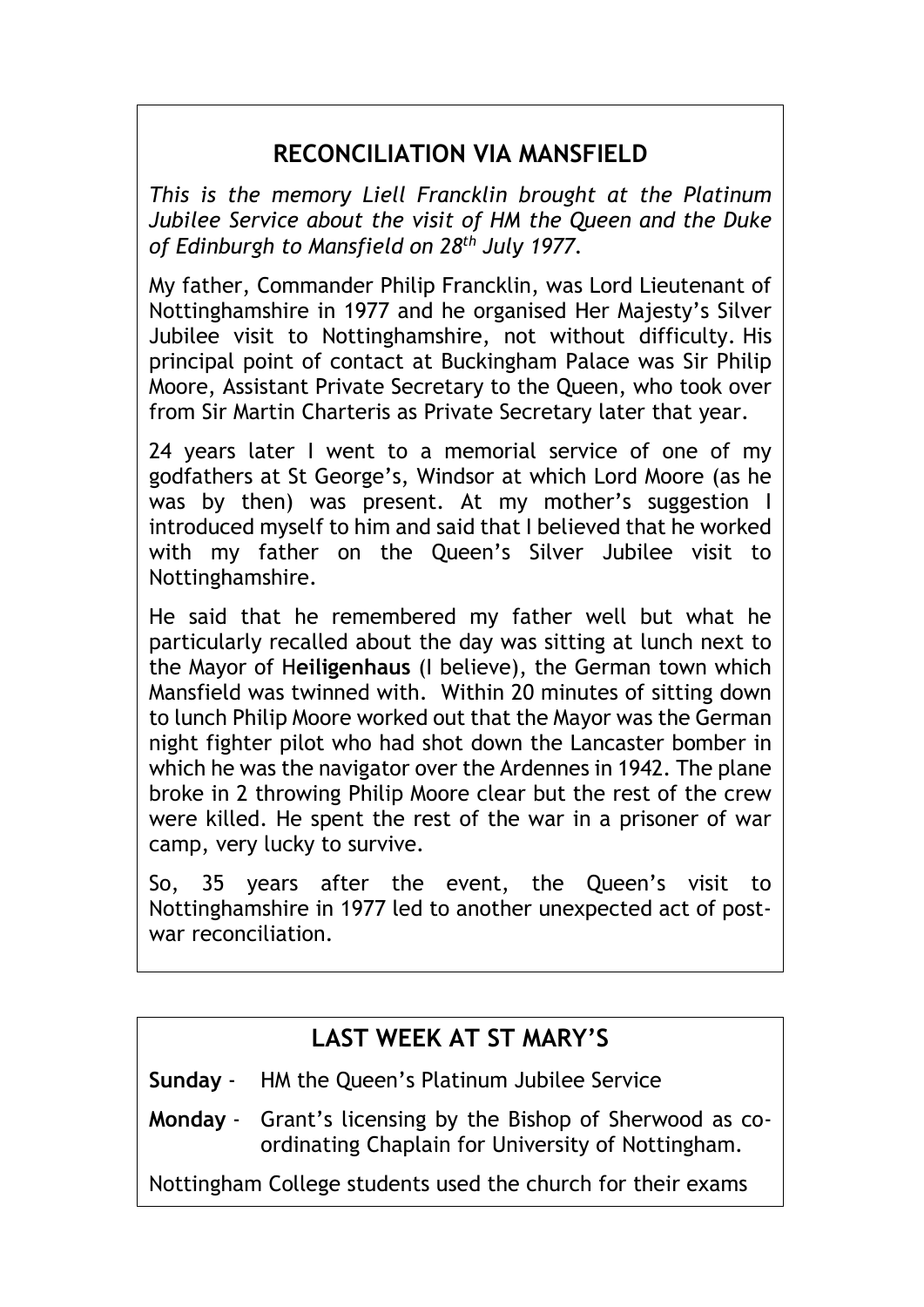## RECONCILIATION VIA MANSFIELD

*This is the memory Liell Francklin brought at the Platinum Jubilee Service about the visit of HM the Queen and the Duke of Edinburgh to Mansfield on 28th July 1977.*

My father, Commander Philip Francklin, was Lord Lieutenant of Nottinghamshire in 1977 and he organised Her Majesty's Silver Jubilee visit to Nottinghamshire, not without difficulty. His principal point of contact at Buckingham Palace was Sir Philip Moore, Assistant Private Secretary to the Queen, who took over from Sir Martin Charteris as Private Secretary later that year.

24 years later I went to a memorial service of one of my godfathers at St George's, Windsor at which Lord Moore (as he was by then) was present. At my mother's suggestion I introduced myself to him and said that I believed that he worked with my father on the Queen's Silver Jubilee visit to Nottinghamshire.

He said that he remembered my father well but what he particularly recalled about the day was sitting at lunch next to the Mayor of H**eiligenhaus** (I believe), the German town which Mansfield was twinned with. Within 20 minutes of sitting down to lunch Philip Moore worked out that the Mayor was the German night fighter pilot who had shot down the Lancaster bomber in which he was the navigator over the Ardennes in 1942. The plane broke in 2 throwing Philip Moore clear but the rest of the crew were killed. He spent the rest of the war in a prisoner of war camp, very lucky to survive.

So, 35 years after the event, the Queen's visit to Nottinghamshire in 1977 led to another unexpected act of post-war reconciliation.

## LAST WEEK AT ST MARY'S

**Sunday** - HM the Queen's Platinum Jubilee Service

**Monday** - Grant's licensing by the Bishop of Sherwood as co-ordinating Chaplain for University of Nottingham.

Nottingham College students used the church for their exams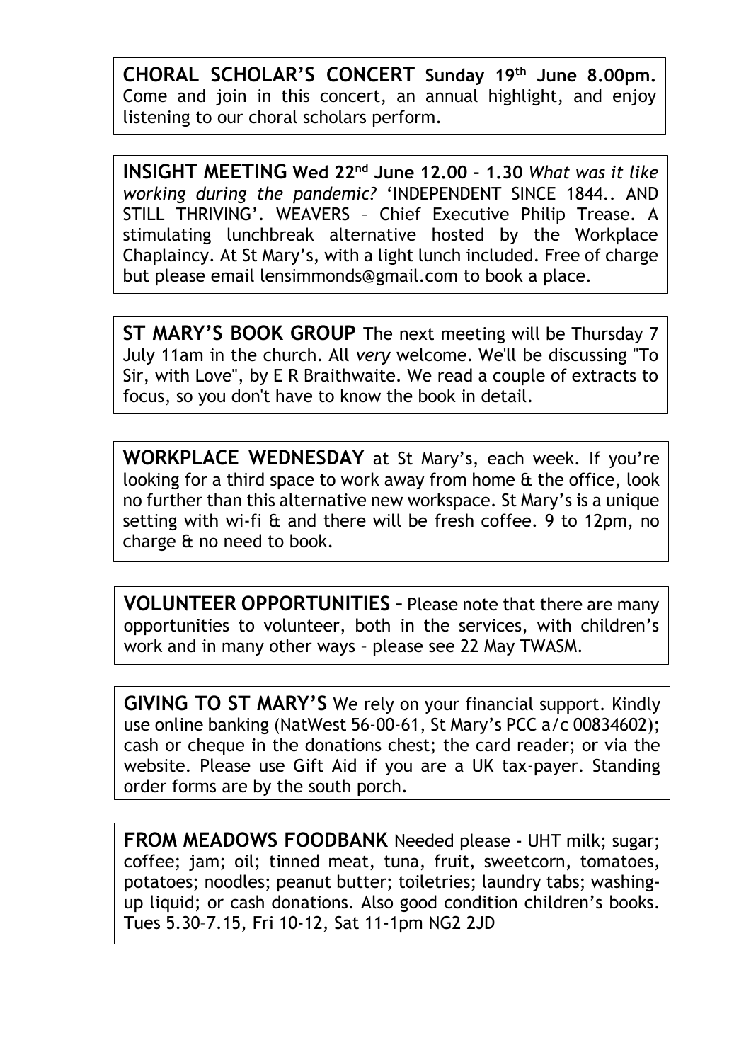**CHORAL SCHOLAR'S CONCERT Sunday 19th June 8.00pm.** Come and join in this concert, an annual highlight, and enjoy listening to our choral scholars perform.

**INSIGHT MEETING Wed 22nd June 12.00 – 1.30** *What was it like working during the pandemic?* 'INDEPENDENT SINCE 1844.. AND STILL THRIVING'. WEAVERS – Chief Executive Philip Trease. A stimulating lunchbreak alternative hosted by the Workplace Chaplaincy. At St Mary's, with a light lunch included. Free of charge but please email lensimmonds@gmail.com to book a place.

**ST MARY'S BOOK GROUP** The next meeting will be Thursday 7 July 11am in the church. All *very* welcome. We'll be discussing "To Sir, with Love", by E R Braithwaite. We read a couple of extracts to focus, so you don't have to know the book in detail.

**WORKPLACE WEDNESDAY** at St Mary's, each week. If you're looking for a third space to work away from home & the office, look no further than this alternative new workspace. St Mary's is a unique setting with wi-fi & and there will be fresh coffee. 9 to 12pm, no charge & no need to book.

**VOLUNTEER OPPORTUNITIES –** Please note that there are many opportunities to volunteer, both in the services, with children's work and in many other ways – please see 22 May TWASM.

**GIVING TO ST MARY'S** We rely on your financial support. Kindly use online banking (NatWest 56-00-61, St Mary's PCC a/c 00834602); cash or cheque in the donations chest; the card reader; or via the website. Please use Gift Aid if you are a UK tax-payer. Standing order forms are by the south porch.

**FROM MEADOWS FOODBANK** Needed please - UHT milk; sugar; coffee; jam; oil; tinned meat, tuna, fruit, sweetcorn, tomatoes, potatoes; noodles; peanut butter; toiletries; laundry tabs; washing-up liquid; or cash donations. Also good condition children's books. Tues 5.30–7.15, Fri 10-12, Sat 11-1pm NG2 2JD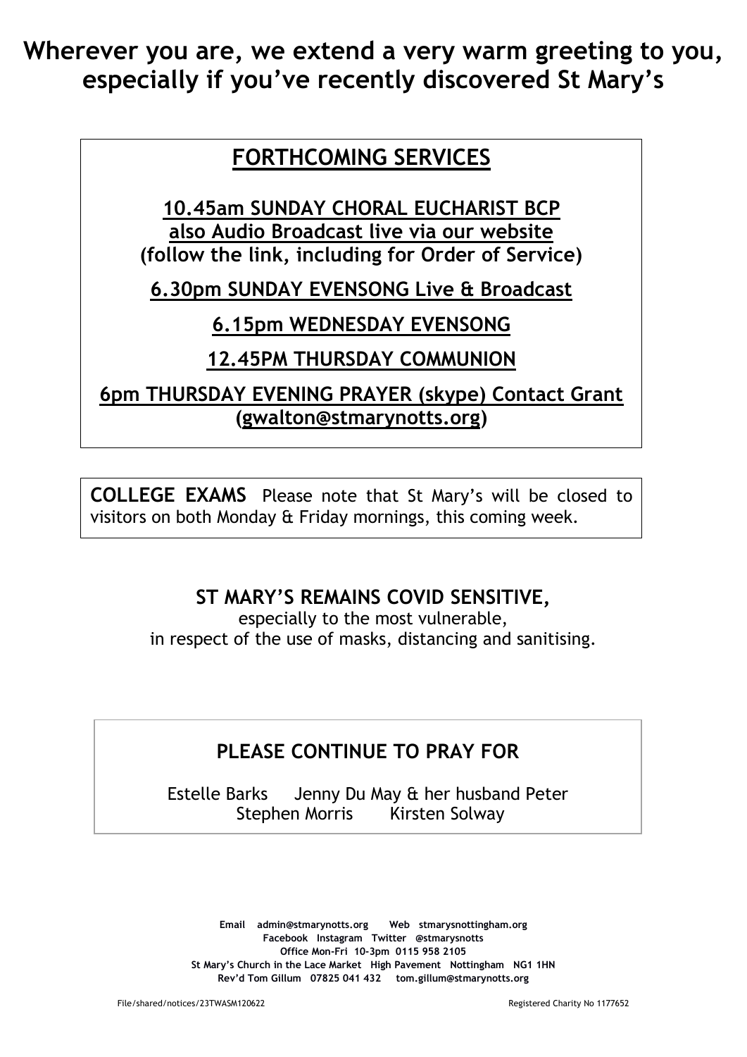# Wherever you are, we extend a very warm greeting to you, especially if you've recently discovered St Mary's

## FORTHCOMING SERVICES

**10.45am SUNDAY CHORAL EUCHARIST BCP**
**also Audio Broadcast live via our website**
**(follow the link, including for Order of Service)**

**6.30pm SUNDAY EVENSONG Live & Broadcast**

**6.15pm WEDNESDAY EVENSONG**

**12.45PM THURSDAY COMMUNION**

**6pm THURSDAY EVENING PRAYER (skype) Contact Grant (gwalton@stmarynotts.org)**

**COLLEGE EXAMS** Please note that St Mary's will be closed to visitors on both Monday & Friday mornings, this coming week.

**ST MARY'S REMAINS COVID SENSITIVE,**
especially to the most vulnerable,
in respect of the use of masks, distancing and sanitising.

## PLEASE CONTINUE TO PRAY FOR

Estelle Barks    Jenny Du May & her husband Peter
Stephen Morris    Kirsten Solway

**Email admin@stmarynotts.org  Web stmarysnottingham.org**
**Facebook Instagram Twitter @stmarysnotts**
**Office Mon-Fri 10-3pm 0115 958 2105**
**St Mary's Church in the Lace Market High Pavement Nottingham NG1 1HN**
**Rev'd Tom Gillum 07825 041 432 tom.gillum@stmarynotts.org**

File/shared/notices/23TWASM120622    Registered Charity No 1177652